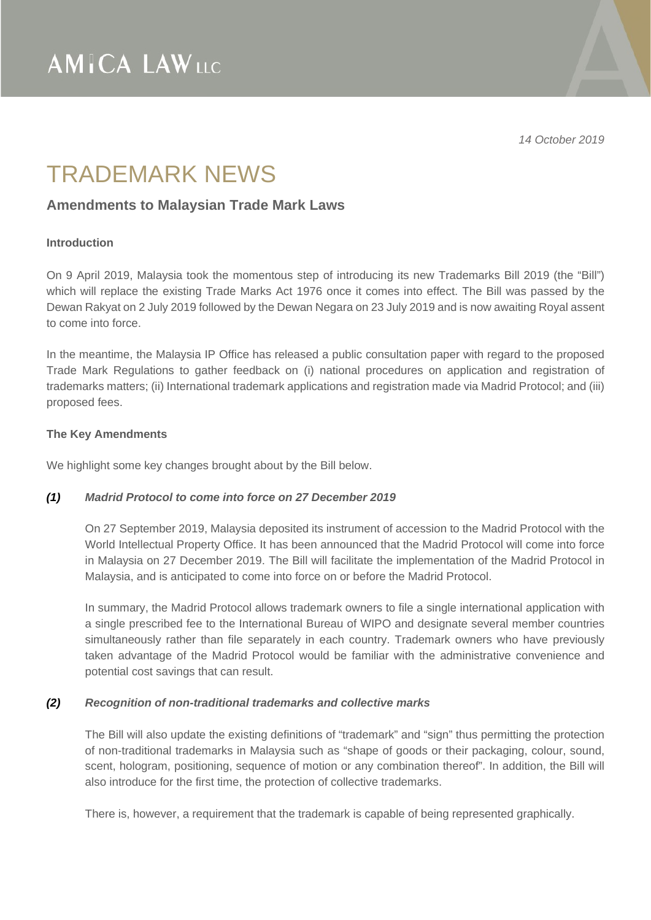14 October 2019

# TRADEMARK NEWS

## Amendments to Malaysian Trade Mark Laws

**Introduction**

On 9 April 2019, Malaysia took the momentous step of introducing its new Trademarks Bill 2019 (the "Bill") which will replace the existing Trade Marks Act 1976 once it comes into effect. The Bill was passed by the Dewan Rakyat on 2 July 2019 followed by the Dewan Negara on 23 July 2019 and is now awaiting Royal assent to come into force.

In the meantime, the Malaysia IP Office has released a public consultation paper with regard to the proposed Trade Mark Regulations to gather feedback on (i) national procedures on application and registration of trademarks matters; (ii) International trademark applications and registration made via Madrid Protocol; and (iii) proposed fees.

**The Key Amendments**

We highlight some key changes brought about by the Bill below.

***(1) Madrid Protocol to come into force on 27 December 2019***

On 27 September 2019, Malaysia deposited its instrument of accession to the Madrid Protocol with the World Intellectual Property Office. It has been announced that the Madrid Protocol will come into force in Malaysia on 27 December 2019. The Bill will facilitate the implementation of the Madrid Protocol in Malaysia, and is anticipated to come into force on or before the Madrid Protocol.

In summary, the Madrid Protocol allows trademark owners to file a single international application with a single prescribed fee to the International Bureau of WIPO and designate several member countries simultaneously rather than file separately in each country. Trademark owners who have previously taken advantage of the Madrid Protocol would be familiar with the administrative convenience and potential cost savings that can result.

***(2) Recognition of non-traditional trademarks and collective marks***

The Bill will also update the existing definitions of "trademark" and "sign" thus permitting the protection of non-traditional trademarks in Malaysia such as "shape of goods or their packaging, colour, sound, scent, hologram, positioning, sequence of motion or any combination thereof". In addition, the Bill will also introduce for the first time, the protection of collective trademarks.

There is, however, a requirement that the trademark is capable of being represented graphically.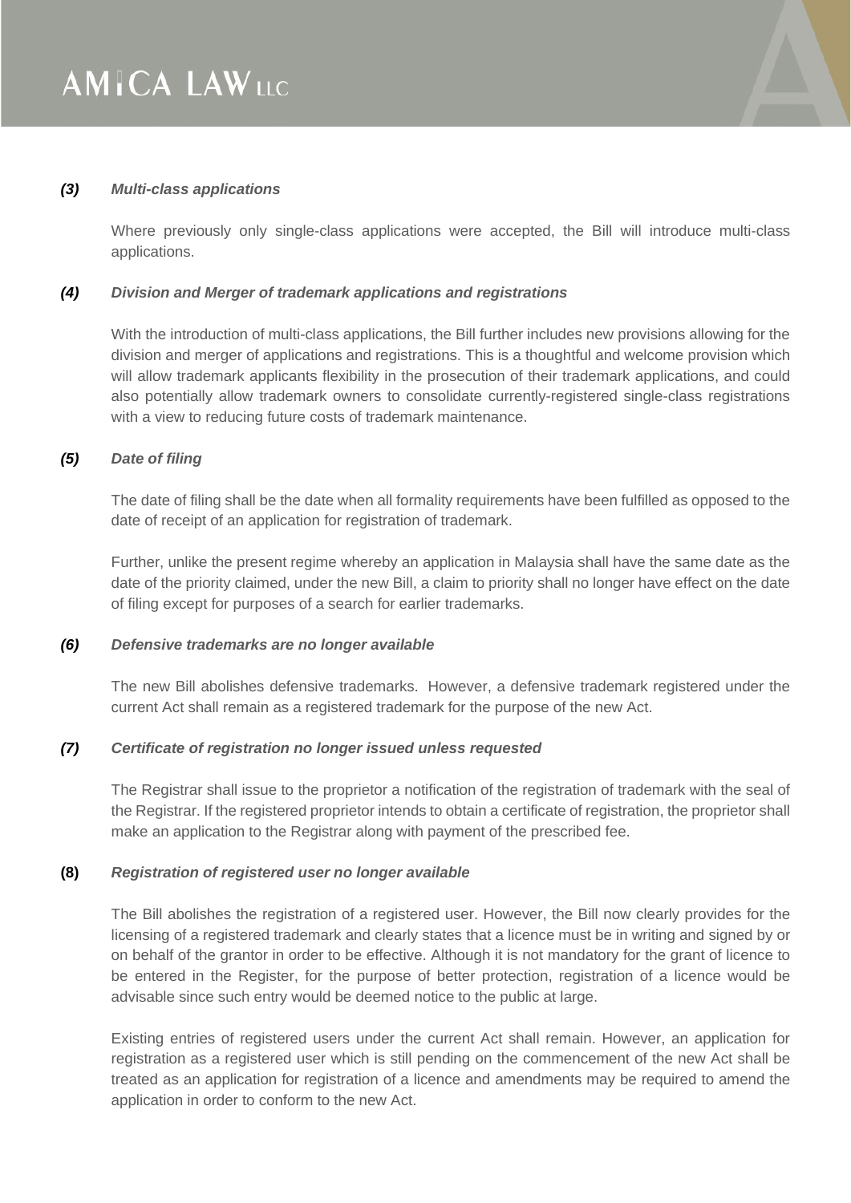***(3) Multi-class applications***

Where previously only single-class applications were accepted, the Bill will introduce multi-class applications.

***(4) Division and Merger of trademark applications and registrations***

With the introduction of multi-class applications, the Bill further includes new provisions allowing for the division and merger of applications and registrations. This is a thoughtful and welcome provision which will allow trademark applicants flexibility in the prosecution of their trademark applications, and could also potentially allow trademark owners to consolidate currently-registered single-class registrations with a view to reducing future costs of trademark maintenance.

***(5) Date of filing***

The date of filing shall be the date when all formality requirements have been fulfilled as opposed to the date of receipt of an application for registration of trademark.

Further, unlike the present regime whereby an application in Malaysia shall have the same date as the date of the priority claimed, under the new Bill, a claim to priority shall no longer have effect on the date of filing except for purposes of a search for earlier trademarks.

***(6) Defensive trademarks are no longer available***

The new Bill abolishes defensive trademarks. However, a defensive trademark registered under the current Act shall remain as a registered trademark for the purpose of the new Act.

***(7) Certificate of registration no longer issued unless requested***

The Registrar shall issue to the proprietor a notification of the registration of trademark with the seal of the Registrar. If the registered proprietor intends to obtain a certificate of registration, the proprietor shall make an application to the Registrar along with payment of the prescribed fee.

**(8)** ***Registration of registered user no longer available***

The Bill abolishes the registration of a registered user. However, the Bill now clearly provides for the licensing of a registered trademark and clearly states that a licence must be in writing and signed by or on behalf of the grantor in order to be effective. Although it is not mandatory for the grant of licence to be entered in the Register, for the purpose of better protection, registration of a licence would be advisable since such entry would be deemed notice to the public at large.

Existing entries of registered users under the current Act shall remain. However, an application for registration as a registered user which is still pending on the commencement of the new Act shall be treated as an application for registration of a licence and amendments may be required to amend the application in order to conform to the new Act.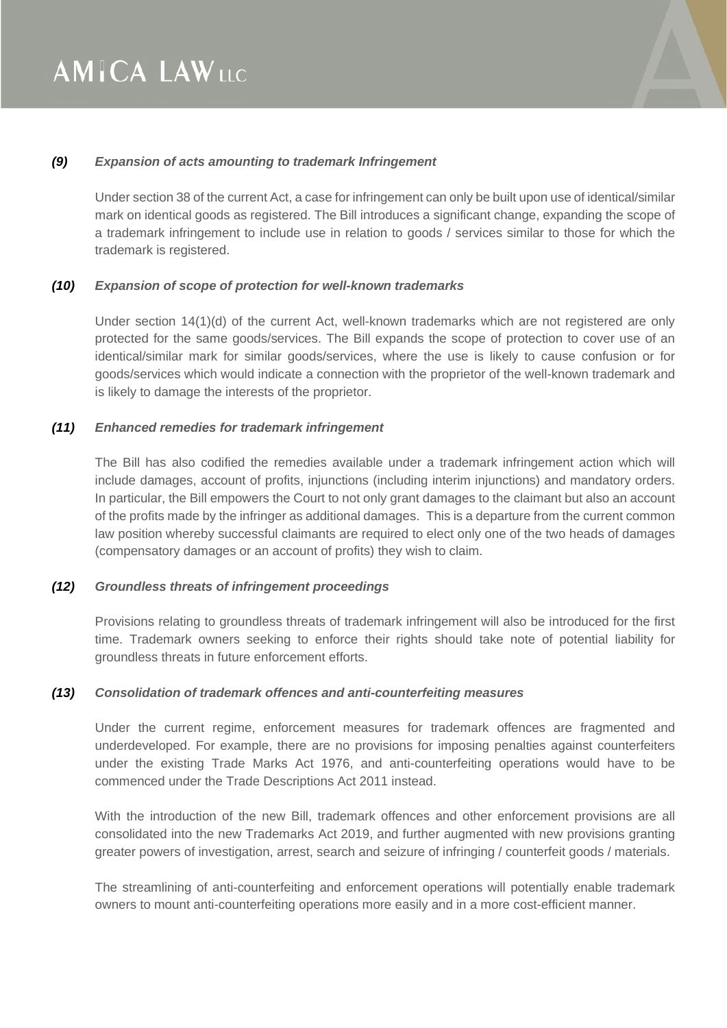### *(9) Expansion of acts amounting to trademark Infringement*

Under section 38 of the current Act, a case for infringement can only be built upon use of identical/similar mark on identical goods as registered. The Bill introduces a significant change, expanding the scope of a trademark infringement to include use in relation to goods / services similar to those for which the trademark is registered.

### *(10) Expansion of scope of protection for well-known trademarks*

Under section 14(1)(d) of the current Act, well-known trademarks which are not registered are only protected for the same goods/services. The Bill expands the scope of protection to cover use of an identical/similar mark for similar goods/services, where the use is likely to cause confusion or for goods/services which would indicate a connection with the proprietor of the well-known trademark and is likely to damage the interests of the proprietor.

### *(11) Enhanced remedies for trademark infringement*

The Bill has also codified the remedies available under a trademark infringement action which will include damages, account of profits, injunctions (including interim injunctions) and mandatory orders. In particular, the Bill empowers the Court to not only grant damages to the claimant but also an account of the profits made by the infringer as additional damages. This is a departure from the current common law position whereby successful claimants are required to elect only one of the two heads of damages (compensatory damages or an account of profits) they wish to claim.

### *(12) Groundless threats of infringement proceedings*

Provisions relating to groundless threats of trademark infringement will also be introduced for the first time. Trademark owners seeking to enforce their rights should take note of potential liability for groundless threats in future enforcement efforts.

### *(13) Consolidation of trademark offences and anti-counterfeiting measures*

Under the current regime, enforcement measures for trademark offences are fragmented and underdeveloped. For example, there are no provisions for imposing penalties against counterfeiters under the existing Trade Marks Act 1976, and anti-counterfeiting operations would have to be commenced under the Trade Descriptions Act 2011 instead.

With the introduction of the new Bill, trademark offences and other enforcement provisions are all consolidated into the new Trademarks Act 2019, and further augmented with new provisions granting greater powers of investigation, arrest, search and seizure of infringing / counterfeit goods / materials.

The streamlining of anti-counterfeiting and enforcement operations will potentially enable trademark owners to mount anti-counterfeiting operations more easily and in a more cost-efficient manner.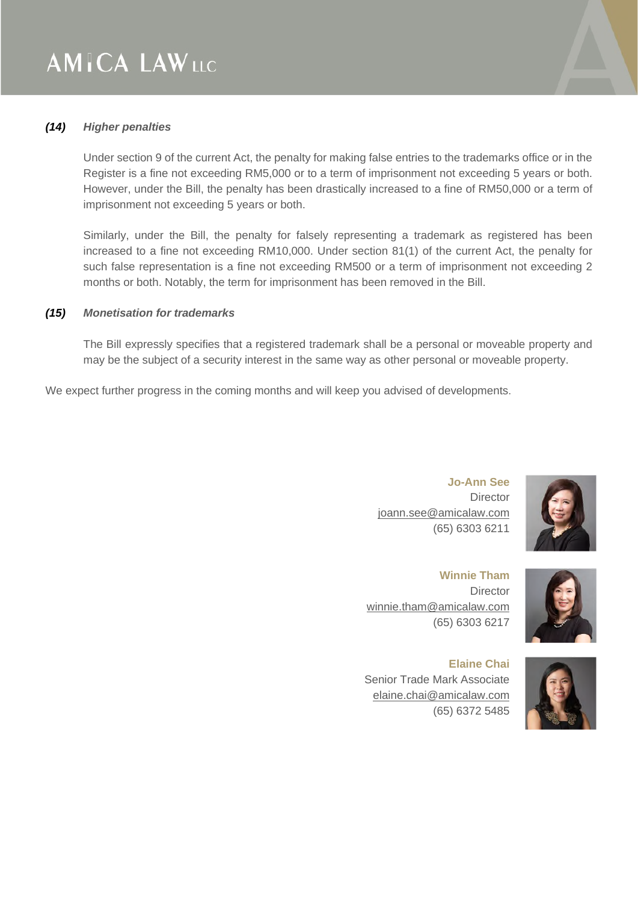### *(14) Higher penalties*

Under section 9 of the current Act, the penalty for making false entries to the trademarks office or in the Register is a fine not exceeding RM5,000 or to a term of imprisonment not exceeding 5 years or both. However, under the Bill, the penalty has been drastically increased to a fine of RM50,000 or a term of imprisonment not exceeding 5 years or both.

Similarly, under the Bill, the penalty for falsely representing a trademark as registered has been increased to a fine not exceeding RM10,000. Under section 81(1) of the current Act, the penalty for such false representation is a fine not exceeding RM500 or a term of imprisonment not exceeding 2 months or both. Notably, the term for imprisonment has been removed in the Bill.

### *(15) Monetisation for trademarks*

The Bill expressly specifies that a registered trademark shall be a personal or moveable property and may be the subject of a security interest in the same way as other personal or moveable property.

We expect further progress in the coming months and will keep you advised of developments.

**Jo-Ann See**
Director
joann.see@amicalaw.com
(65) 6303 6211

**Winnie Tham**
Director
winnie.tham@amicalaw.com
(65) 6303 6217

**Elaine Chai**
Senior Trade Mark Associate
elaine.chai@amicalaw.com
(65) 6372 5485